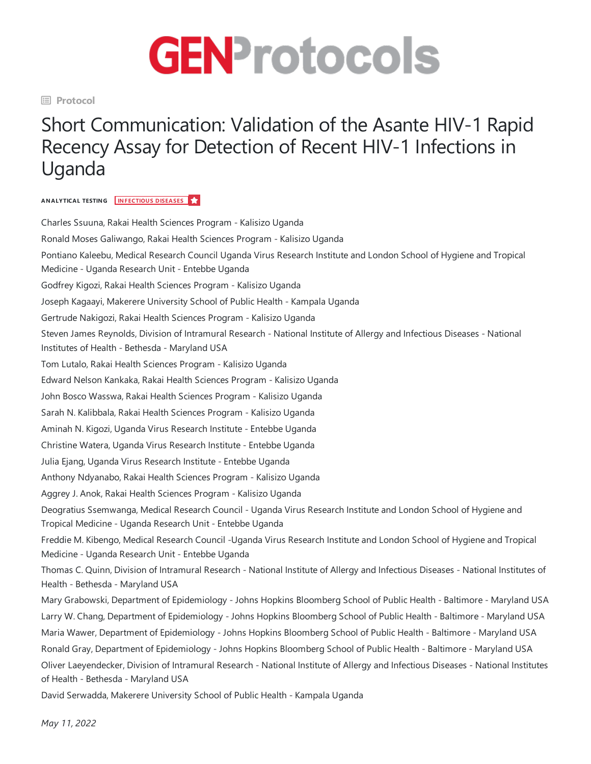# GENProtocols

Protocol

# Short Communication: Validation of the Asante HIV-1 Rapid Recency Assay for Detection of Recent HIV-1 Infections in Uganda

**ANALYTICAL TESTING** INFECTIOUS DISEASES

Charles Ssuuna, Rakai Health Sciences Program - Kalisizo Uganda

Ronald Moses Galiwango, Rakai Health Sciences Program - Kalisizo Uganda

Pontiano Kaleebu, Medical Research Council Uganda Virus Research Institute and London School of Hygiene and Tropical Medicine - Uganda Research Unit - Entebbe Uganda

Godfrey Kigozi, Rakai Health Sciences Program - Kalisizo Uganda

Joseph Kagaayi, Makerere University School of Public Health - Kampala Uganda

Gertrude Nakigozi, Rakai Health Sciences Program - Kalisizo Uganda

Steven James Reynolds, Division of Intramural Research - National Institute of Allergy and Infectious Diseases - National Institutes of Health - Bethesda - Maryland USA

Tom Lutalo, Rakai Health Sciences Program - Kalisizo Uganda

Edward Nelson Kankaka, Rakai Health Sciences Program - Kalisizo Uganda

John Bosco Wasswa, Rakai Health Sciences Program - Kalisizo Uganda

Sarah N. Kalibbala, Rakai Health Sciences Program - Kalisizo Uganda

Aminah N. Kigozi, Uganda Virus Research Institute - Entebbe Uganda

Christine Watera, Uganda Virus Research Institute - Entebbe Uganda

Julia Ejang, Uganda Virus Research Institute - Entebbe Uganda

Anthony Ndyanabo, Rakai Health Sciences Program - Kalisizo Uganda

Aggrey J. Anok, Rakai Health Sciences Program - Kalisizo Uganda

Deogratius Ssemwanga, Medical Research Council - Uganda Virus Research Institute and London School of Hygiene and Tropical Medicine - Uganda Research Unit - Entebbe Uganda

Freddie M. Kibengo, Medical Research Council -Uganda Virus Research Institute and London School of Hygiene and Tropical Medicine - Uganda Research Unit - Entebbe Uganda

Thomas C. Quinn, Division of Intramural Research - National Institute of Allergy and Infectious Diseases - National Institutes of Health - Bethesda - Maryland USA

Mary Grabowski, Department of Epidemiology - Johns Hopkins Bloomberg School of Public Health - Baltimore - Maryland USA

Larry W. Chang, Department of Epidemiology - Johns Hopkins Bloomberg School of Public Health - Baltimore - Maryland USA

Maria Wawer, Department of Epidemiology - Johns Hopkins Bloomberg School of Public Health - Baltimore - Maryland USA

Ronald Gray, Department of Epidemiology - Johns Hopkins Bloomberg School of Public Health - Baltimore - Maryland USA

Oliver Laeyendecker, Division of Intramural Research - National Institute of Allergy and Infectious Diseases - National Institutes of Health - Bethesda - Maryland USA

David Serwadda, Makerere University School of Public Health - Kampala Uganda

*May 11, 2022*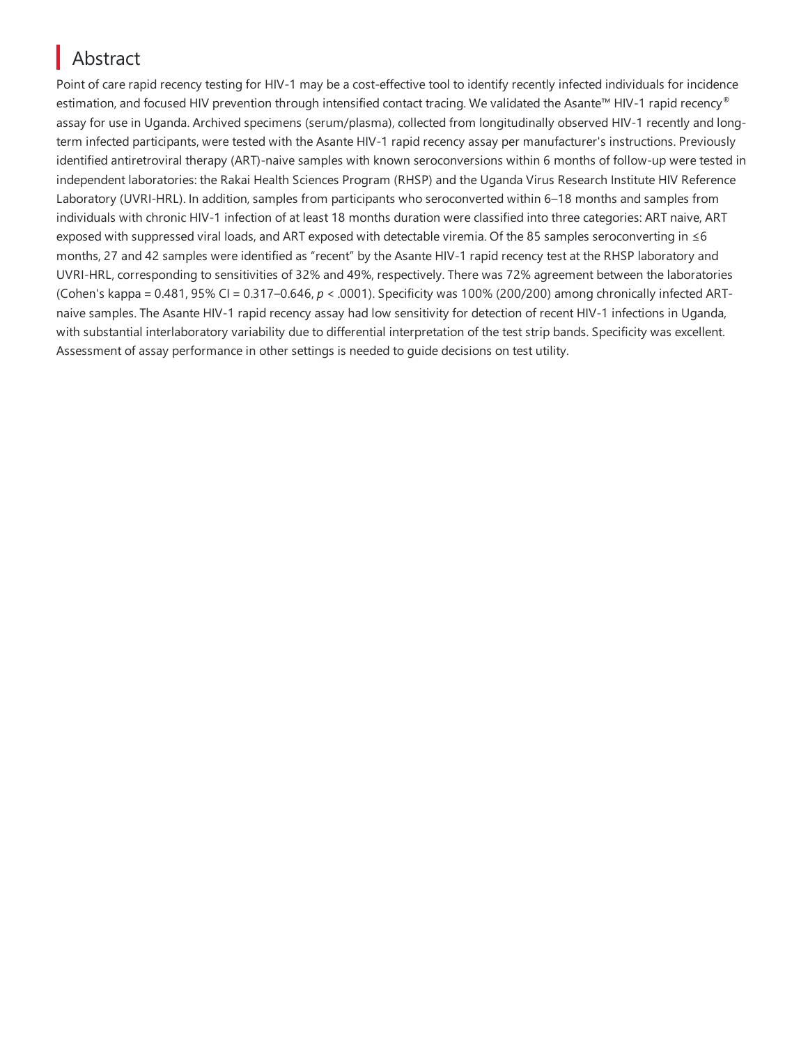## Abstract

Point of care rapid recency testing for HIV-1 may be a cost-effective tool to identify recently infected individuals for incidence estimation, and focused HIV prevention through intensified contact tracing. We validated the Asante™ HIV-1 rapid recency® assay for use in Uganda. Archived specimens (serum/plasma), collected from longitudinally observed HIV-1 recently and long-term infected participants, were tested with the Asante HIV-1 rapid recency assay per manufacturer's instructions. Previously identified antiretroviral therapy (ART)-naive samples with known seroconversions within 6 months of follow-up were tested in independent laboratories: the Rakai Health Sciences Program (RHSP) and the Uganda Virus Research Institute HIV Reference Laboratory (UVRI-HRL). In addition, samples from participants who seroconverted within 6–18 months and samples from individuals with chronic HIV-1 infection of at least 18 months duration were classified into three categories: ART naive, ART exposed with suppressed viral loads, and ART exposed with detectable viremia. Of the 85 samples seroconverting in ≤6 months, 27 and 42 samples were identified as "recent" by the Asante HIV-1 rapid recency test at the RHSP laboratory and UVRI-HRL, corresponding to sensitivities of 32% and 49%, respectively. There was 72% agreement between the laboratories (Cohen's kappa = 0.481, 95% CI = 0.317–0.646, $p < .0001$). Specificity was 100% (200/200) among chronically infected ART-naive samples. The Asante HIV-1 rapid recency assay had low sensitivity for detection of recent HIV-1 infections in Uganda, with substantial interlaboratory variability due to differential interpretation of the test strip bands. Specificity was excellent. Assessment of assay performance in other settings is needed to guide decisions on test utility.